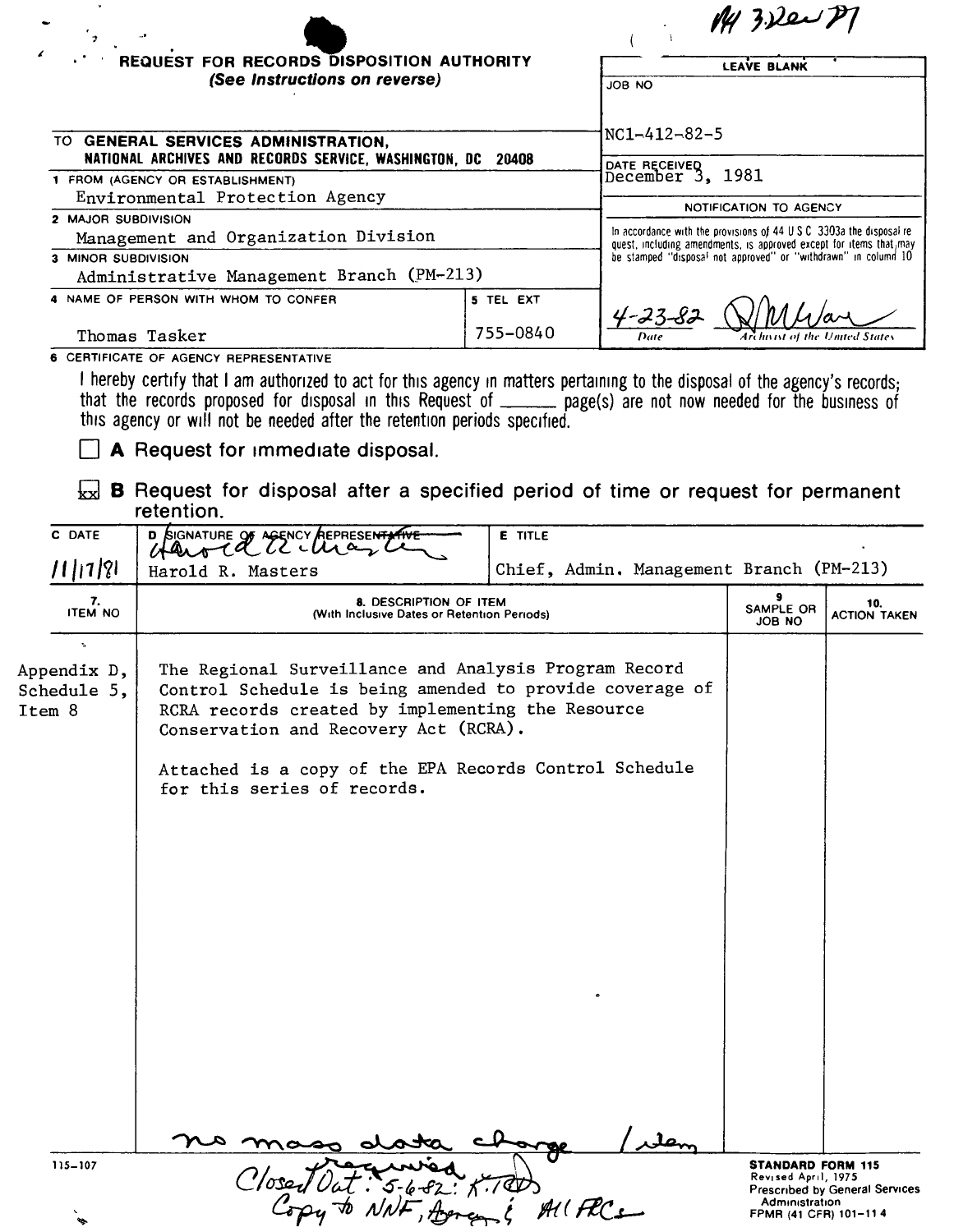NI 3 Dev 71

**REQUEST FOR RECORDS DISPOSITION AUTHORITY**
*(See Instructions on reverse)*

| LEAVE BLANK |
|---|
| JOB NO<br>NC1-412-82-5 |
| DATE RECEIVED<br>December 3, 1981 |
| NOTIFICATION TO AGENCY |
| In accordance with the provisions of 44 U S C 3303a the disposal request, including amendments, is approved except for items that may be stamped "disposal not approved" or "withdrawn" in column 10 |
| 4-23-82 — Date; Archivist of the United States |

TO **GENERAL SERVICES ADMINISTRATION, NATIONAL ARCHIVES AND RECORDS SERVICE, WASHINGTON, DC 20408**

1 FROM (AGENCY OR ESTABLISHMENT)
Environmental Protection Agency

2 MAJOR SUBDIVISION
Management and Organization Division

3 MINOR SUBDIVISION
Administrative Management Branch (PM-213)

| 4 NAME OF PERSON WITH WHOM TO CONFER | 5 TEL EXT |
|---|---|
| Thomas Tasker | 755-0840 |

6 CERTIFICATE OF AGENCY REPRESENTATIVE

I hereby certify that I am authorized to act for this agency in matters pertaining to the disposal of the agency's records; that the records proposed for disposal in this Request of ______ page(s) are not now needed for the business of this agency or will not be needed after the retention periods specified.

☐ **A** Request for immediate disposal.

☒ **B** Request for disposal after a specified period of time or request for permanent retention.

| C DATE | D SIGNATURE OF AGENCY REPRESENTATIVE | E TITLE |
|---|---|---|
| 11/17/81 | Harold R. Masters | Chief, Admin. Management Branch (PM-213) |

| 7. ITEM NO | 8. DESCRIPTION OF ITEM (With Inclusive Dates or Retention Periods) | 9 SAMPLE OR JOB NO | 10. ACTION TAKEN |
|---|---|---|---|
| Appendix D, Schedule 5, Item 8 | The Regional Surveillance and Analysis Program Record Control Schedule is being amended to provide coverage of RCRA records created by implementing the Resource Conservation and Recovery Act (RCRA).<br><br>Attached is a copy of the EPA Records Control Schedule for this series of records. | | |

no mass data change / item required

Closed Out: 5-6-82: K.T.
Copy to NNF, Agency & All FRCs

115-107

**STANDARD FORM 115**
Revised April, 1975
Prescribed by General Services Administration
FPMR (41 CFR) 101-11 4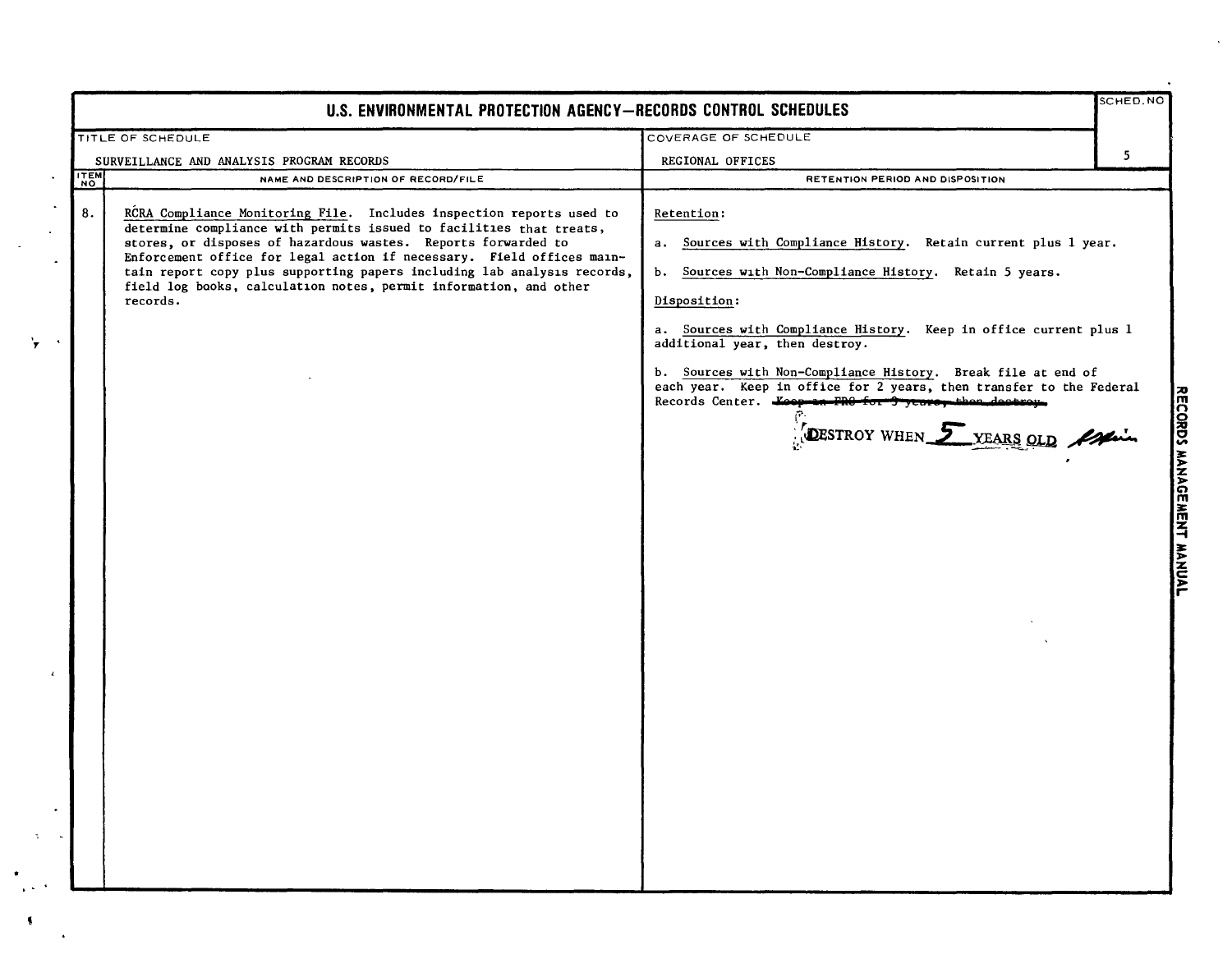# U.S. ENVIRONMENTAL PROTECTION AGENCY—RECORDS CONTROL SCHEDULES

| TITLE OF SCHEDULE | COVERAGE OF SCHEDULE | SCHED. NO |
|---|---|---|
| SURVEILLANCE AND ANALYSIS PROGRAM RECORDS | REGIONAL OFFICES | 5 |

| ITEM NO | NAME AND DESCRIPTION OF RECORD/FILE | RETENTION PERIOD AND DISPOSITION |
|---|---|---|
| 8. | RCRA Compliance Monitoring File. Includes inspection reports used to determine compliance with permits issued to facilities that treats, stores, or disposes of hazardous wastes. Reports forwarded to Enforcement office for legal action if necessary. Field offices maintain report copy plus supporting papers including lab analysis records, field log books, calculation notes, permit information, and other records. | Retention:<br><br>a. Sources with Compliance History. Retain current plus 1 year.<br><br>b. Sources with Non-Compliance History. Retain 5 years.<br><br>Disposition:<br><br>a. Sources with Compliance History. Keep in office current plus 1 additional year, then destroy.<br><br>b. Sources with Non-Compliance History. Break file at end of each year. Keep in office for 2 years, then transfer to the Federal Records Center. ~~Keep in FRC for 3 years, then destroy.~~<br><br>DESTROY WHEN 5 YEARS OLD |

RECORDS MANAGEMENT MANUAL